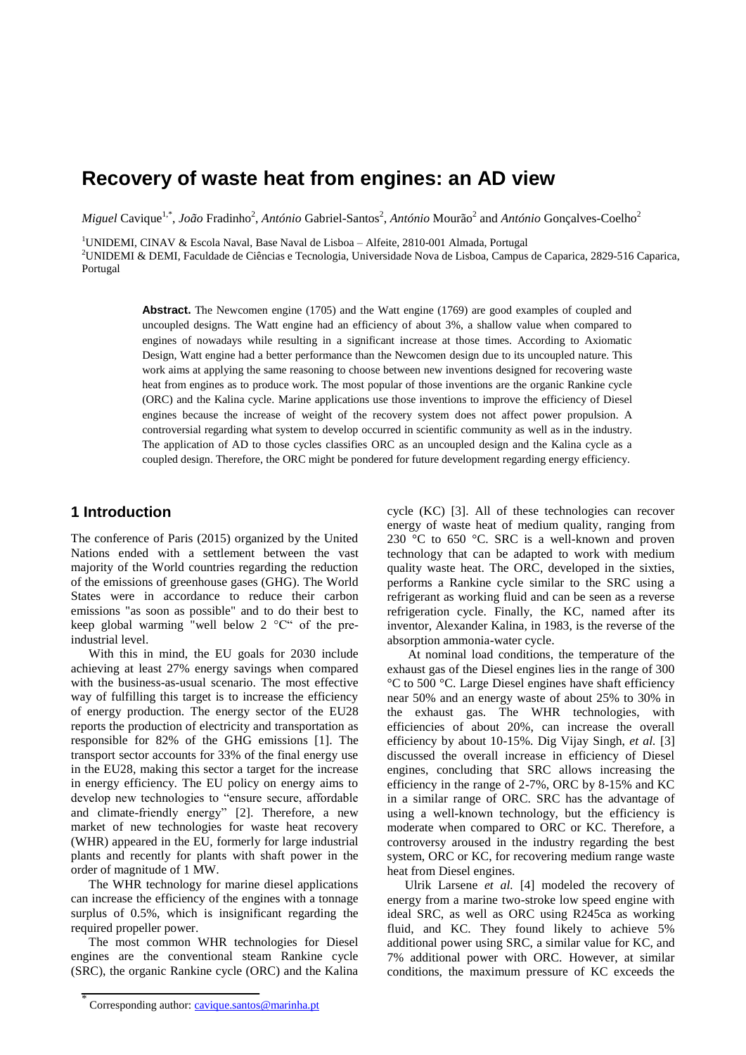# Recovery of waste heat from engines: an AD view

*Miguel* Cavique[1,*], *João* Fradinho[2], *António* Gabriel-Santos[2], *António* Mourão[2] and *António* Gonçalves-Coelho[2]

[1]UNIDEMI, CINAV & Escola Naval, Base Naval de Lisboa – Alfeite, 2810-001 Almada, Portugal

[2]UNIDEMI & DEMI, Faculdade de Ciências e Tecnologia, Universidade Nova de Lisboa, Campus de Caparica, 2829-516 Caparica, Portugal

**Abstract.** The Newcomen engine (1705) and the Watt engine (1769) are good examples of coupled and uncoupled designs. The Watt engine had an efficiency of about 3%, a shallow value when compared to engines of nowadays while resulting in a significant increase at those times. According to Axiomatic Design, Watt engine had a better performance than the Newcomen design due to its uncoupled nature. This work aims at applying the same reasoning to choose between new inventions designed for recovering waste heat from engines as to produce work. The most popular of those inventions are the organic Rankine cycle (ORC) and the Kalina cycle. Marine applications use those inventions to improve the efficiency of Diesel engines because the increase of weight of the recovery system does not affect power propulsion. A controversial regarding what system to develop occurred in scientific community as well as in the industry. The application of AD to those cycles classifies ORC as an uncoupled design and the Kalina cycle as a coupled design. Therefore, the ORC might be pondered for future development regarding energy efficiency.

## 1 Introduction

The conference of Paris (2015) organized by the United Nations ended with a settlement between the vast majority of the World countries regarding the reduction of the emissions of greenhouse gases (GHG). The World States were in accordance to reduce their carbon emissions "as soon as possible" and to do their best to keep global warming "well below 2 °C" of the pre-industrial level.

With this in mind, the EU goals for 2030 include achieving at least 27% energy savings when compared with the business-as-usual scenario. The most effective way of fulfilling this target is to increase the efficiency of energy production. The energy sector of the EU28 reports the production of electricity and transportation as responsible for 82% of the GHG emissions [1]. The transport sector accounts for 33% of the final energy use in the EU28, making this sector a target for the increase in energy efficiency. The EU policy on energy aims to develop new technologies to "ensure secure, affordable and climate-friendly energy" [2]. Therefore, a new market of new technologies for waste heat recovery (WHR) appeared in the EU, formerly for large industrial plants and recently for plants with shaft power in the order of magnitude of 1 MW.

The WHR technology for marine diesel applications can increase the efficiency of the engines with a tonnage surplus of 0.5%, which is insignificant regarding the required propeller power.

The most common WHR technologies for Diesel engines are the conventional steam Rankine cycle (SRC), the organic Rankine cycle (ORC) and the Kalina cycle (KC) [3]. All of these technologies can recover energy of waste heat of medium quality, ranging from 230 °C to 650 °C. SRC is a well-known and proven technology that can be adapted to work with medium quality waste heat. The ORC, developed in the sixties, performs a Rankine cycle similar to the SRC using a refrigerant as working fluid and can be seen as a reverse refrigeration cycle. Finally, the KC, named after its inventor, Alexander Kalina, in 1983, is the reverse of the absorption ammonia-water cycle.

At nominal load conditions, the temperature of the exhaust gas of the Diesel engines lies in the range of 300 °C to 500 °C. Large Diesel engines have shaft efficiency near 50% and an energy waste of about 25% to 30% in the exhaust gas. The WHR technologies, with efficiencies of about 20%, can increase the overall efficiency by about 10-15%. Dig Vijay Singh, *et al.* [3] discussed the overall increase in efficiency of Diesel engines, concluding that SRC allows increasing the efficiency in the range of 2-7%, ORC by 8-15% and KC in a similar range of ORC. SRC has the advantage of using a well-known technology, but the efficiency is moderate when compared to ORC or KC. Therefore, a controversy aroused in the industry regarding the best system, ORC or KC, for recovering medium range waste heat from Diesel engines.

Ulrik Larsene *et al.* [4] modeled the recovery of energy from a marine two-stroke low speed engine with ideal SRC, as well as ORC using R245ca as working fluid, and KC. They found likely to achieve 5% additional power using SRC, a similar value for KC, and 7% additional power with ORC. However, at similar conditions, the maximum pressure of KC exceeds the

[*] Corresponding author: cavique.santos@marinha.pt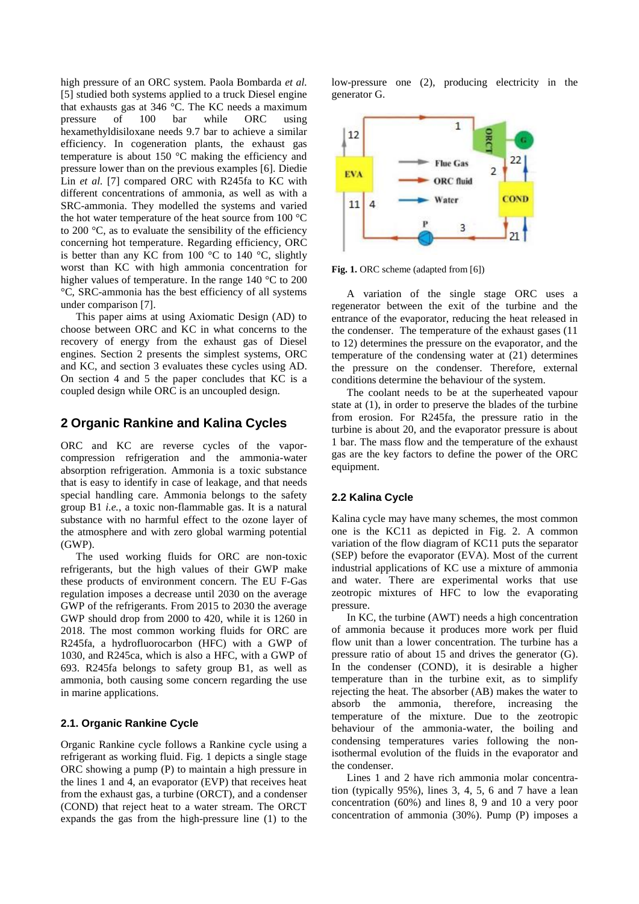high pressure of an ORC system. Paola Bombarda *et al.* [5] studied both systems applied to a truck Diesel engine that exhausts gas at 346 °C. The KC needs a maximum pressure of 100 bar while ORC using hexamethyldisiloxane needs 9.7 bar to achieve a similar efficiency. In cogeneration plants, the exhaust gas temperature is about 150 °C making the efficiency and pressure lower than on the previous examples [6]. Diedie Lin *et al.* [7] compared ORC with R245fa to KC with different concentrations of ammonia, as well as with a SRC-ammonia. They modelled the systems and varied the hot water temperature of the heat source from 100 °C to 200 °C, as to evaluate the sensibility of the efficiency concerning hot temperature. Regarding efficiency, ORC is better than any KC from 100 °C to 140 °C, slightly worst than KC with high ammonia concentration for higher values of temperature. In the range 140 °C to 200 °C, SRC-ammonia has the best efficiency of all systems under comparison [7].

This paper aims at using Axiomatic Design (AD) to choose between ORC and KC in what concerns to the recovery of energy from the exhaust gas of Diesel engines. Section 2 presents the simplest systems, ORC and KC, and section 3 evaluates these cycles using AD. On section 4 and 5 the paper concludes that KC is a coupled design while ORC is an uncoupled design.

## 2 Organic Rankine and Kalina Cycles

ORC and KC are reverse cycles of the vapor-compression refrigeration and the ammonia-water absorption refrigeration. Ammonia is a toxic substance that is easy to identify in case of leakage, and that needs special handling care. Ammonia belongs to the safety group B1 *i.e.*, a toxic non-flammable gas. It is a natural substance with no harmful effect to the ozone layer of the atmosphere and with zero global warming potential (GWP).

The used working fluids for ORC are non-toxic refrigerants, but the high values of their GWP make these products of environment concern. The EU F-Gas regulation imposes a decrease until 2030 on the average GWP of the refrigerants. From 2015 to 2030 the average GWP should drop from 2000 to 420, while it is 1260 in 2018. The most common working fluids for ORC are R245fa, a hydrofluorocarbon (HFC) with a GWP of 1030, and R245ca, which is also a HFC, with a GWP of 693. R245fa belongs to safety group B1, as well as ammonia, both causing some concern regarding the use in marine applications.

### 2.1. Organic Rankine Cycle

Organic Rankine cycle follows a Rankine cycle using a refrigerant as working fluid. Fig. 1 depicts a single stage ORC showing a pump (P) to maintain a high pressure in the lines 1 and 4, an evaporator (EVP) that receives heat from the exhaust gas, a turbine (ORCT), and a condenser (COND) that reject heat to a water stream. The ORCT expands the gas from the high-pressure line (1) to the low-pressure one (2), producing electricity in the generator G.

**Fig. 1.** ORC scheme (adapted from [6])

A variation of the single stage ORC uses a regenerator between the exit of the turbine and the entrance of the evaporator, reducing the heat released in the condenser. The temperature of the exhaust gases (11 to 12) determines the pressure on the evaporator, and the temperature of the condensing water at (21) determines the pressure on the condenser. Therefore, external conditions determine the behaviour of the system.

The coolant needs to be at the superheated vapour state at (1), in order to preserve the blades of the turbine from erosion. For R245fa, the pressure ratio in the turbine is about 20, and the evaporator pressure is about 1 bar. The mass flow and the temperature of the exhaust gas are the key factors to define the power of the ORC equipment.

### 2.2 Kalina Cycle

Kalina cycle may have many schemes, the most common one is the KC11 as depicted in Fig. 2. A common variation of the flow diagram of KC11 puts the separator (SEP) before the evaporator (EVA). Most of the current industrial applications of KC use a mixture of ammonia and water. There are experimental works that use zeotropic mixtures of HFC to low the evaporating pressure.

In KC, the turbine (AWT) needs a high concentration of ammonia because it produces more work per fluid flow unit than a lower concentration. The turbine has a pressure ratio of about 15 and drives the generator (G). In the condenser (COND), it is desirable a higher temperature than in the turbine exit, as to simplify rejecting the heat. The absorber (AB) makes the water to absorb the ammonia, therefore, increasing the temperature of the mixture. Due to the zeotropic behaviour of the ammonia-water, the boiling and condensing temperatures varies following the non-isothermal evolution of the fluids in the evaporator and the condenser.

Lines 1 and 2 have rich ammonia molar concentration (typically 95%), lines 3, 4, 5, 6 and 7 have a lean concentration (60%) and lines 8, 9 and 10 a very poor concentration of ammonia (30%). Pump (P) imposes a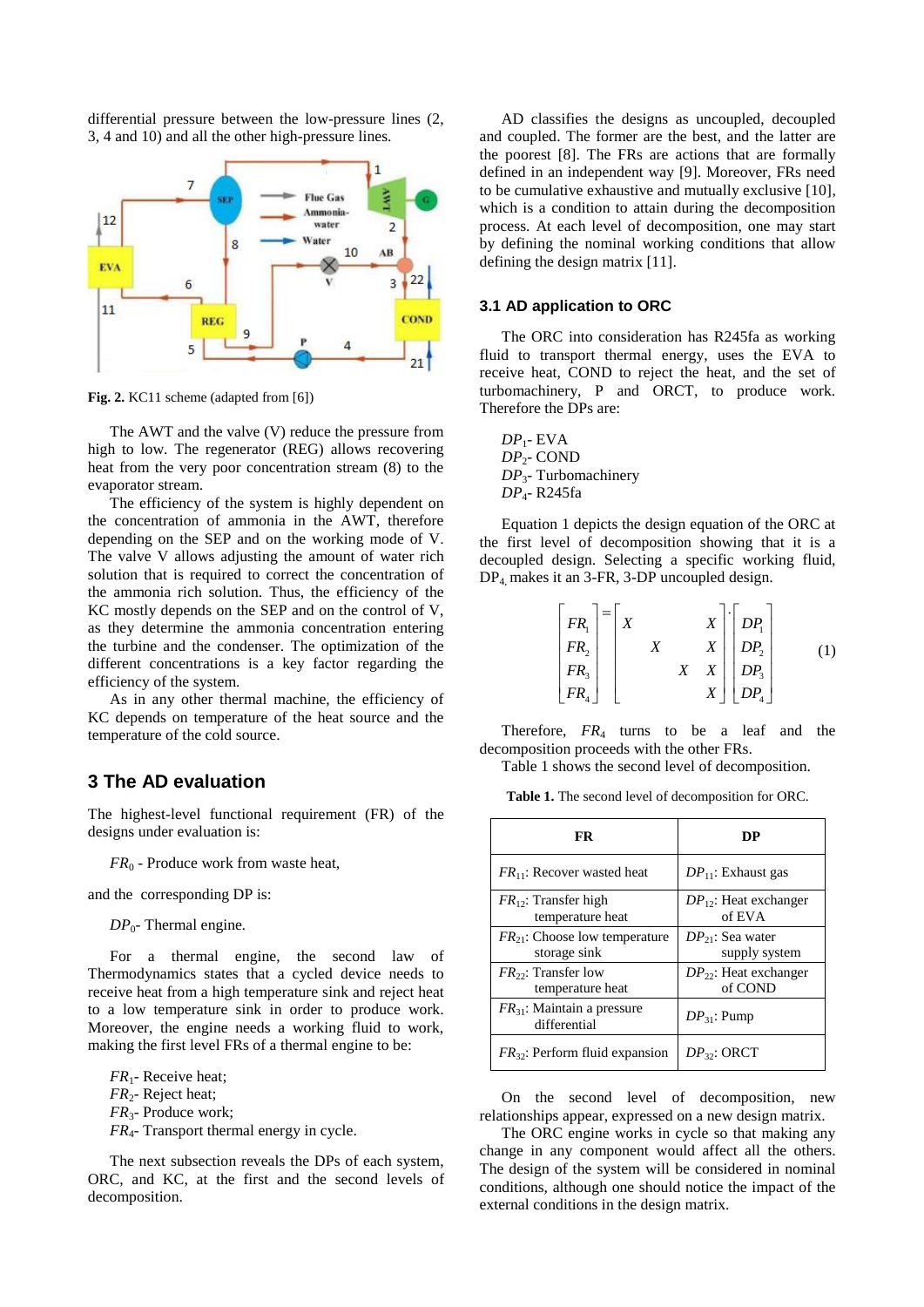differential pressure between the low-pressure lines (2, 3, 4 and 10) and all the other high-pressure lines.

**Fig. 2.** KC11 scheme (adapted from [6])

The AWT and the valve (V) reduce the pressure from high to low. The regenerator (REG) allows recovering heat from the very poor concentration stream (8) to the evaporator stream.

The efficiency of the system is highly dependent on the concentration of ammonia in the AWT, therefore depending on the SEP and on the working mode of V. The valve V allows adjusting the amount of water rich solution that is required to correct the concentration of the ammonia rich solution. Thus, the efficiency of the KC mostly depends on the SEP and on the control of V, as they determine the ammonia concentration entering the turbine and the condenser. The optimization of the different concentrations is a key factor regarding the efficiency of the system.

As in any other thermal machine, the efficiency of KC depends on temperature of the heat source and the temperature of the cold source.

## 3 The AD evaluation

The highest-level functional requirement (FR) of the designs under evaluation is:

$FR_0$ - Produce work from waste heat,

and the corresponding DP is:

$DP_0$- Thermal engine.

For a thermal engine, the second law of Thermodynamics states that a cycled device needs to receive heat from a high temperature sink and reject heat to a low temperature sink in order to produce work. Moreover, the engine needs a working fluid to work, making the first level FRs of a thermal engine to be:

$FR_1$- Receive heat;
$FR_2$- Reject heat;
$FR_3$- Produce work;
$FR_4$- Transport thermal energy in cycle.

The next subsection reveals the DPs of each system, ORC, and KC, at the first and the second levels of decomposition.

AD classifies the designs as uncoupled, decoupled and coupled. The former are the best, and the latter are the poorest [8]. The FRs are actions that are formally defined in an independent way [9]. Moreover, FRs need to be cumulative exhaustive and mutually exclusive [10], which is a condition to attain during the decomposition process. At each level of decomposition, one may start by defining the nominal working conditions that allow defining the design matrix [11].

### 3.1 AD application to ORC

The ORC into consideration has R245fa as working fluid to transport thermal energy, uses the EVA to receive heat, COND to reject the heat, and the set of turbomachinery, P and ORCT, to produce work. Therefore the DPs are:

$DP_1$- EVA
$DP_2$- COND
$DP_3$- Turbomachinery
$DP_4$- R245fa

Equation 1 depicts the design equation of the ORC at the first level of decomposition showing that it is a decoupled design. Selecting a specific working fluid, $DP_4$ makes it an 3-FR, 3-DP uncoupled design.

$$\begin{bmatrix} FR_1 \\ FR_2 \\ FR_3 \\ FR_4 \end{bmatrix} = \begin{bmatrix} X & & & X \\ & X & & X \\ & & X & X \\ & & & X \end{bmatrix} \cdot \begin{bmatrix} DP_1 \\ DP_2 \\ DP_3 \\ DP_4 \end{bmatrix} \tag{1}$$

Therefore, $FR_4$ turns to be a leaf and the decomposition proceeds with the other FRs.

Table 1 shows the second level of decomposition.

**Table 1.** The second level of decomposition for ORC.

| FR | DP |
|---|---|
| $FR_{11}$: Recover wasted heat | $DP_{11}$: Exhaust gas |
| $FR_{12}$: Transfer high temperature heat | $DP_{12}$: Heat exchanger of EVA |
| $FR_{21}$: Choose low temperature storage sink | $DP_{21}$: Sea water supply system |
| $FR_{22}$: Transfer low temperature heat | $DP_{22}$: Heat exchanger of COND |
| $FR_{31}$: Maintain a pressure differential | $DP_{31}$: Pump |
| $FR_{32}$: Perform fluid expansion | $DP_{32}$: ORCT |

On the second level of decomposition, new relationships appear, expressed on a new design matrix.

The ORC engine works in cycle so that making any change in any component would affect all the others. The design of the system will be considered in nominal conditions, although one should notice the impact of the external conditions in the design matrix.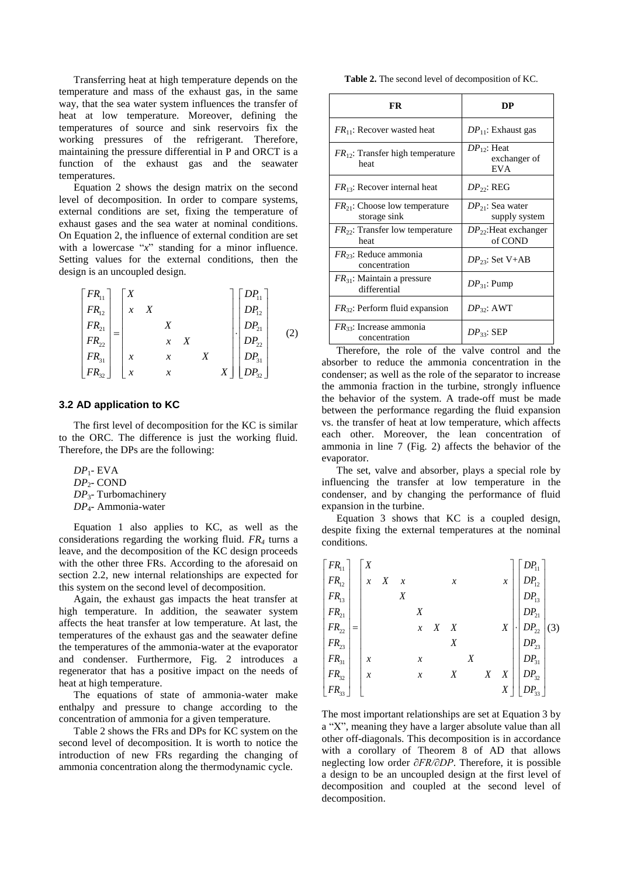Transferring heat at high temperature depends on the temperature and mass of the exhaust gas, in the same way, that the sea water system influences the transfer of heat at low temperature. Moreover, defining the temperatures of source and sink reservoirs fix the working pressures of the refrigerant. Therefore, maintaining the pressure differential in P and ORCT is a function of the exhaust gas and the seawater temperatures.

Equation 2 shows the design matrix on the second level of decomposition. In order to compare systems, external conditions are set, fixing the temperature of exhaust gases and the sea water at nominal conditions. On Equation 2, the influence of external condition are set with a lowercase "*x*" standing for a minor influence. Setting values for the external conditions, then the design is an uncoupled design.

$$
\begin{bmatrix} FR_{11} \\ FR_{12} \\ FR_{21} \\ FR_{22} \\ FR_{31} \\ FR_{32} \end{bmatrix}
=
\begin{bmatrix}
X & & & & & \\
x & X & & & & \\
 & & X & & & \\
 & & x & X & & \\
x & & x & & X & \\
x & & x & & & X
\end{bmatrix}
\cdot
\begin{bmatrix} DP_{11} \\ DP_{12} \\ DP_{21} \\ DP_{22} \\ DP_{31} \\ DP_{32} \end{bmatrix}
\qquad (2)
$$

### 3.2 AD application to KC

The first level of decomposition for the KC is similar to the ORC. The difference is just the working fluid. Therefore, the DPs are the following:

$DP_1$- EVA  
$DP_2$- COND  
$DP_3$- Turbomachinery  
$DP_4$- Ammonia-water

Equation 1 also applies to KC, as well as the considerations regarding the working fluid. $FR_4$ turns a leave, and the decomposition of the KC design proceeds with the other three FRs. According to the aforesaid on section 2.2, new internal relationships are expected for this system on the second level of decomposition.

Again, the exhaust gas impacts the heat transfer at high temperature. In addition, the seawater system affects the heat transfer at low temperature. At last, the temperatures of the exhaust gas and the seawater define the temperatures of the ammonia-water at the evaporator and condenser. Furthermore, Fig. 2 introduces a regenerator that has a positive impact on the needs of heat at high temperature.

The equations of state of ammonia-water make enthalpy and pressure to change according to the concentration of ammonia for a given temperature.

Table 2 shows the FRs and DPs for KC system on the second level of decomposition. It is worth to notice the introduction of new FRs regarding the changing of ammonia concentration along the thermodynamic cycle.

**Table 2.** The second level of decomposition of KC.

| FR | DP |
|---|---|
| $FR_{11}$: Recover wasted heat | $DP_{11}$: Exhaust gas |
| $FR_{12}$: Transfer high temperature heat | $DP_{12}$: Heat exchanger of EVA |
| $FR_{13}$: Recover internal heat | $DP_{22}$: REG |
| $FR_{21}$: Choose low temperature storage sink | $DP_{21}$: Sea water supply system |
| $FR_{22}$: Transfer low temperature heat | $DP_{22}$:Heat exchanger of COND |
| $FR_{23}$: Reduce ammonia concentration | $DP_{23}$: Set V+AB |
| $FR_{31}$: Maintain a pressure differential | $DP_{31}$: Pump |
| $FR_{32}$: Perform fluid expansion | $DP_{32}$: AWT |
| $FR_{33}$: Increase ammonia concentration | $DP_{33}$: SEP |

Therefore, the role of the valve control and the absorber to reduce the ammonia concentration in the condenser; as well as the role of the separator to increase the ammonia fraction in the turbine, strongly influence the behavior of the system. A trade-off must be made between the performance regarding the fluid expansion vs. the transfer of heat at low temperature, which affects each other. Moreover, the lean concentration of ammonia in line 7 (Fig. 2) affects the behavior of the evaporator.

The set, valve and absorber, plays a special role by influencing the transfer at low temperature in the condenser, and by changing the performance of fluid expansion in the turbine.

Equation 3 shows that KC is a coupled design, despite fixing the external temperatures at the nominal conditions.

$$
\begin{bmatrix} FR_{11} \\ FR_{12} \\ FR_{13} \\ FR_{21} \\ FR_{22} \\ FR_{23} \\ FR_{31} \\ FR_{32} \\ FR_{33} \end{bmatrix}
=
\begin{bmatrix}
X & & & & & & & & \\
x & X & x & & & x & & & x \\
 & & X & & & & & & \\
 & & & X & & & & & \\
 & & & x & X & X & & & X \\
 & & & & & X & & & \\
x & & & x & & & X & & \\
x & & & x & & X & & X & X \\
 & & & & & & & & X
\end{bmatrix}
\cdot
\begin{bmatrix} DP_{11} \\ DP_{12} \\ DP_{13} \\ DP_{21} \\ DP_{22} \\ DP_{23} \\ DP_{31} \\ DP_{32} \\ DP_{33} \end{bmatrix}
\qquad (3)
$$

The most important relationships are set at Equation 3 by a "X", meaning they have a larger absolute value than all other off-diagonals. This decomposition is in accordance with a corollary of Theorem 8 of AD that allows neglecting low order $\partial FR/\partial DP$. Therefore, it is possible a design to be an uncoupled design at the first level of decomposition and coupled at the second level of decomposition.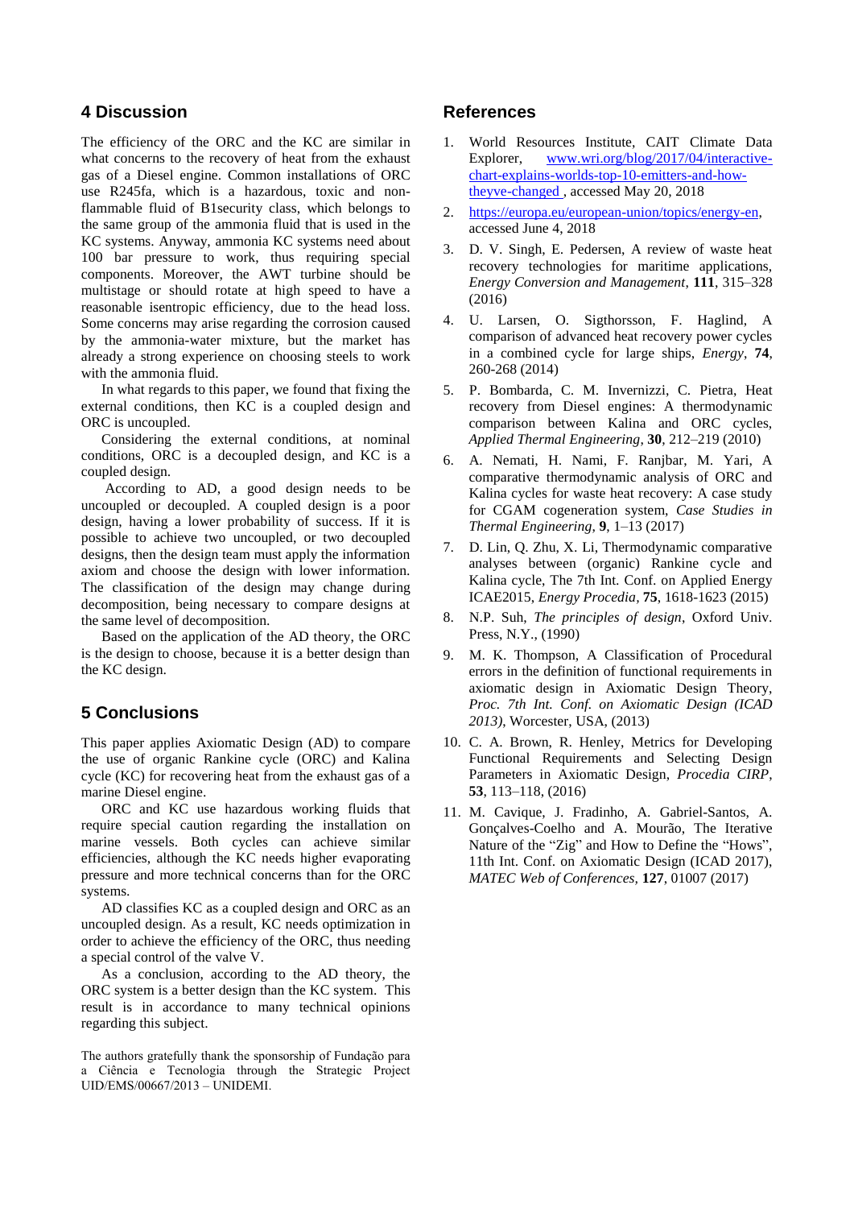## 4 Discussion

The efficiency of the ORC and the KC are similar in what concerns to the recovery of heat from the exhaust gas of a Diesel engine. Common installations of ORC use R245fa, which is a hazardous, toxic and non-flammable fluid of B1security class, which belongs to the same group of the ammonia fluid that is used in the KC systems. Anyway, ammonia KC systems need about 100 bar pressure to work, thus requiring special components. Moreover, the AWT turbine should be multistage or should rotate at high speed to have a reasonable isentropic efficiency, due to the head loss. Some concerns may arise regarding the corrosion caused by the ammonia-water mixture, but the market has already a strong experience on choosing steels to work with the ammonia fluid.

In what regards to this paper, we found that fixing the external conditions, then KC is a coupled design and ORC is uncoupled.

Considering the external conditions, at nominal conditions, ORC is a decoupled design, and KC is a coupled design.

According to AD, a good design needs to be uncoupled or decoupled. A coupled design is a poor design, having a lower probability of success. If it is possible to achieve two uncoupled, or two decoupled designs, then the design team must apply the information axiom and choose the design with lower information. The classification of the design may change during decomposition, being necessary to compare designs at the same level of decomposition.

Based on the application of the AD theory, the ORC is the design to choose, because it is a better design than the KC design.

## 5 Conclusions

This paper applies Axiomatic Design (AD) to compare the use of organic Rankine cycle (ORC) and Kalina cycle (KC) for recovering heat from the exhaust gas of a marine Diesel engine.

ORC and KC use hazardous working fluids that require special caution regarding the installation on marine vessels. Both cycles can achieve similar efficiencies, although the KC needs higher evaporating pressure and more technical concerns than for the ORC systems.

AD classifies KC as a coupled design and ORC as an uncoupled design. As a result, KC needs optimization in order to achieve the efficiency of the ORC, thus needing a special control of the valve V.

As a conclusion, according to the AD theory, the ORC system is a better design than the KC system. This result is in accordance to many technical opinions regarding this subject.

The authors gratefully thank the sponsorship of Fundação para a Ciência e Tecnologia through the Strategic Project UID/EMS/00667/2013 – UNIDEMI.

## References

1. World Resources Institute, CAIT Climate Data Explorer, www.wri.org/blog/2017/04/interactive-chart-explains-worlds-top-10-emitters-and-how-theyve-changed , accessed May 20, 2018
2. https://europa.eu/european-union/topics/energy-en, accessed June 4, 2018
3. D. V. Singh, E. Pedersen, A review of waste heat recovery technologies for maritime applications, *Energy Conversion and Management*, **111**, 315–328 (2016)
4. U. Larsen, O. Sigthorsson, F. Haglind, A comparison of advanced heat recovery power cycles in a combined cycle for large ships, *Energy*, **74**, 260-268 (2014)
5. P. Bombarda, C. M. Invernizzi, C. Pietra, Heat recovery from Diesel engines: A thermodynamic comparison between Kalina and ORC cycles, *Applied Thermal Engineering*, **30**, 212–219 (2010)
6. A. Nemati, H. Nami, F. Ranjbar, M. Yari, A comparative thermodynamic analysis of ORC and Kalina cycles for waste heat recovery: A case study for CGAM cogeneration system, *Case Studies in Thermal Engineering*, **9**, 1–13 (2017)
7. D. Lin, Q. Zhu, X. Li, Thermodynamic comparative analyses between (organic) Rankine cycle and Kalina cycle, The 7th Int. Conf. on Applied Energy ICAE2015, *Energy Procedia*, **75**, 1618-1623 (2015)
8. N.P. Suh, *The principles of design*, Oxford Univ. Press, N.Y., (1990)
9. M. K. Thompson, A Classification of Procedural errors in the definition of functional requirements in axiomatic design in Axiomatic Design Theory, *Proc. 7th Int. Conf. on Axiomatic Design (ICAD 2013)*, Worcester, USA, (2013)
10. C. A. Brown, R. Henley, Metrics for Developing Functional Requirements and Selecting Design Parameters in Axiomatic Design, *Procedia CIRP*, **53**, 113–118, (2016)
11. M. Cavique, J. Fradinho, A. Gabriel-Santos, A. Gonçalves-Coelho and A. Mourão, The Iterative Nature of the "Zig" and How to Define the "Hows", 11th Int. Conf. on Axiomatic Design (ICAD 2017), *MATEC Web of Conferences*, **127**, 01007 (2017)